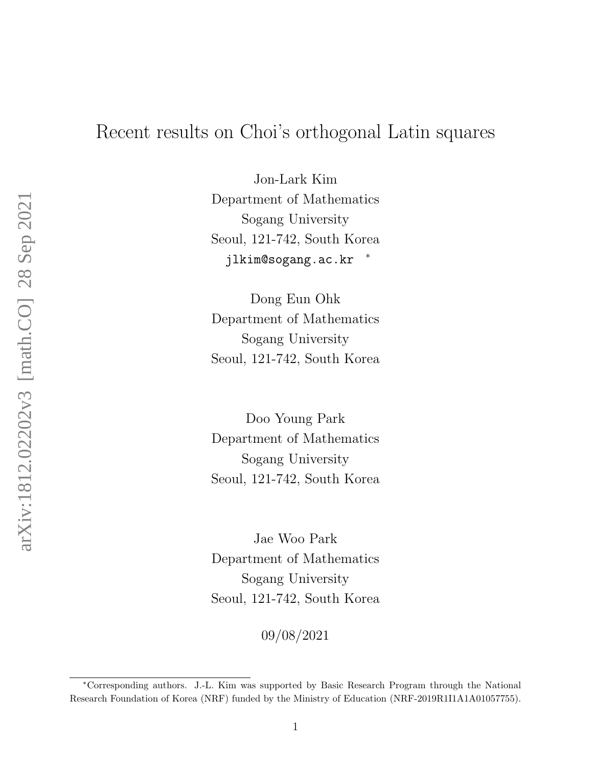# Recent results on Choi's orthogonal Latin squares

Jon-Lark Kim
Department of Mathematics
Sogang University
Seoul, 121-742, South Korea
jlkim@sogang.ac.kr *

Dong Eun Ohk
Department of Mathematics
Sogang University
Seoul, 121-742, South Korea

Doo Young Park
Department of Mathematics
Sogang University
Seoul, 121-742, South Korea

Jae Woo Park
Department of Mathematics
Sogang University
Seoul, 121-742, South Korea

09/08/2021

*Corresponding authors. J.-L. Kim was supported by Basic Research Program through the National Research Foundation of Korea (NRF) funded by the Ministry of Education (NRF-2019R1I1A1A01057755).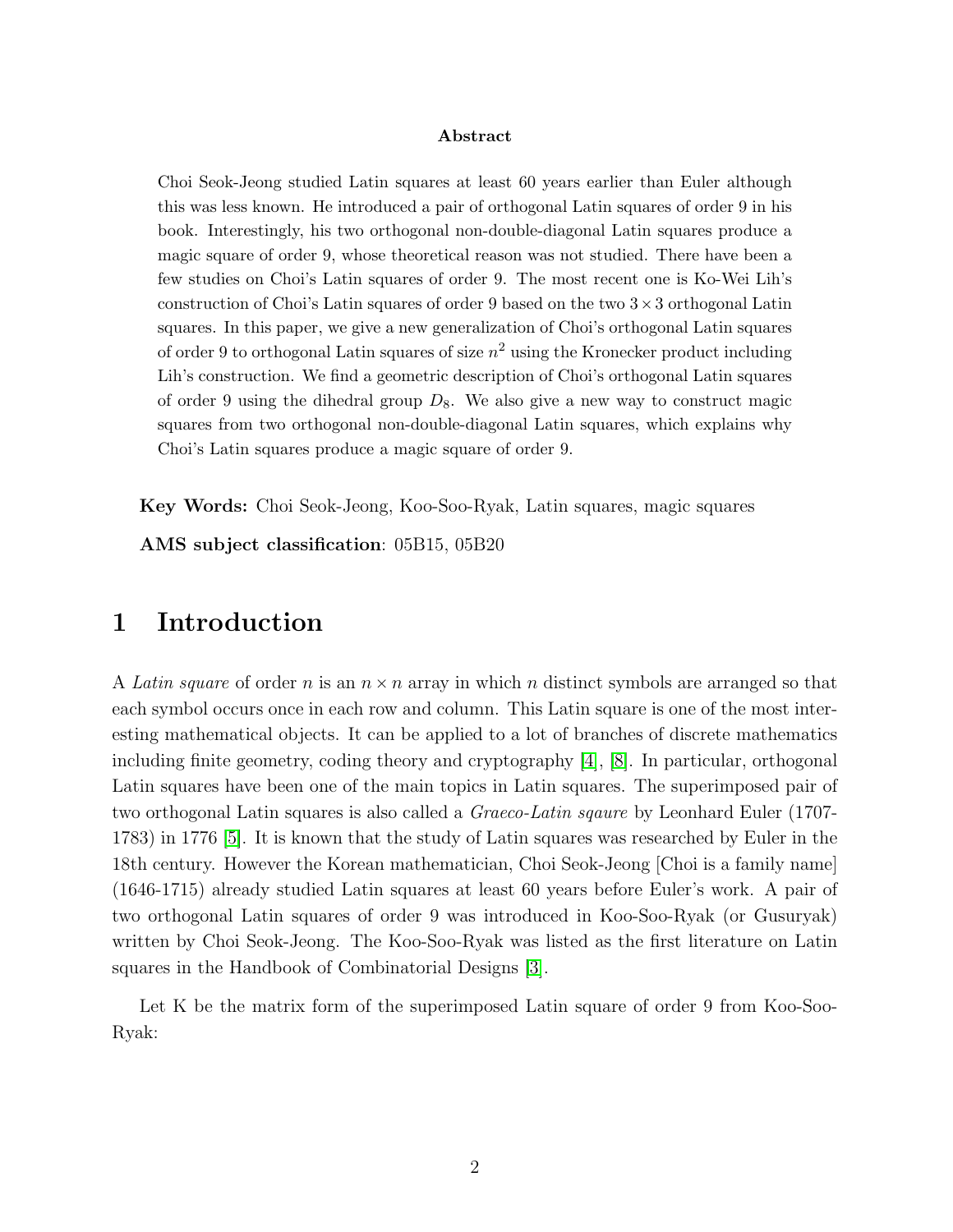**Abstract**

Choi Seok-Jeong studied Latin squares at least 60 years earlier than Euler although this was less known. He introduced a pair of orthogonal Latin squares of order 9 in his book. Interestingly, his two orthogonal non-double-diagonal Latin squares produce a magic square of order 9, whose theoretical reason was not studied. There have been a few studies on Choi's Latin squares of order 9. The most recent one is Ko-Wei Lih's construction of Choi's Latin squares of order 9 based on the two $3 \times 3$ orthogonal Latin squares. In this paper, we give a new generalization of Choi's orthogonal Latin squares of order 9 to orthogonal Latin squares of size $n^2$ using the Kronecker product including Lih's construction. We find a geometric description of Choi's orthogonal Latin squares of order 9 using the dihedral group $D_8$. We also give a new way to construct magic squares from two orthogonal non-double-diagonal Latin squares, which explains why Choi's Latin squares produce a magic square of order 9.

**Key Words:** Choi Seok-Jeong, Koo-Soo-Ryak, Latin squares, magic squares

**AMS subject classification**: 05B15, 05B20

# 1 Introduction

A *Latin square* of order $n$ is an $n \times n$ array in which $n$ distinct symbols are arranged so that each symbol occurs once in each row and column. This Latin square is one of the most interesting mathematical objects. It can be applied to a lot of branches of discrete mathematics including finite geometry, coding theory and cryptography [4], [8]. In particular, orthogonal Latin squares have been one of the main topics in Latin squares. The superimposed pair of two orthogonal Latin squares is also called a *Graeco-Latin sqaure* by Leonhard Euler (1707-1783) in 1776 [5]. It is known that the study of Latin squares was researched by Euler in the 18th century. However the Korean mathematician, Choi Seok-Jeong [Choi is a family name] (1646-1715) already studied Latin squares at least 60 years before Euler's work. A pair of two orthogonal Latin squares of order 9 was introduced in Koo-Soo-Ryak (or Gusuryak) written by Choi Seok-Jeong. The Koo-Soo-Ryak was listed as the first literature on Latin squares in the Handbook of Combinatorial Designs [3].

Let K be the matrix form of the superimposed Latin square of order 9 from Koo-Soo-Ryak: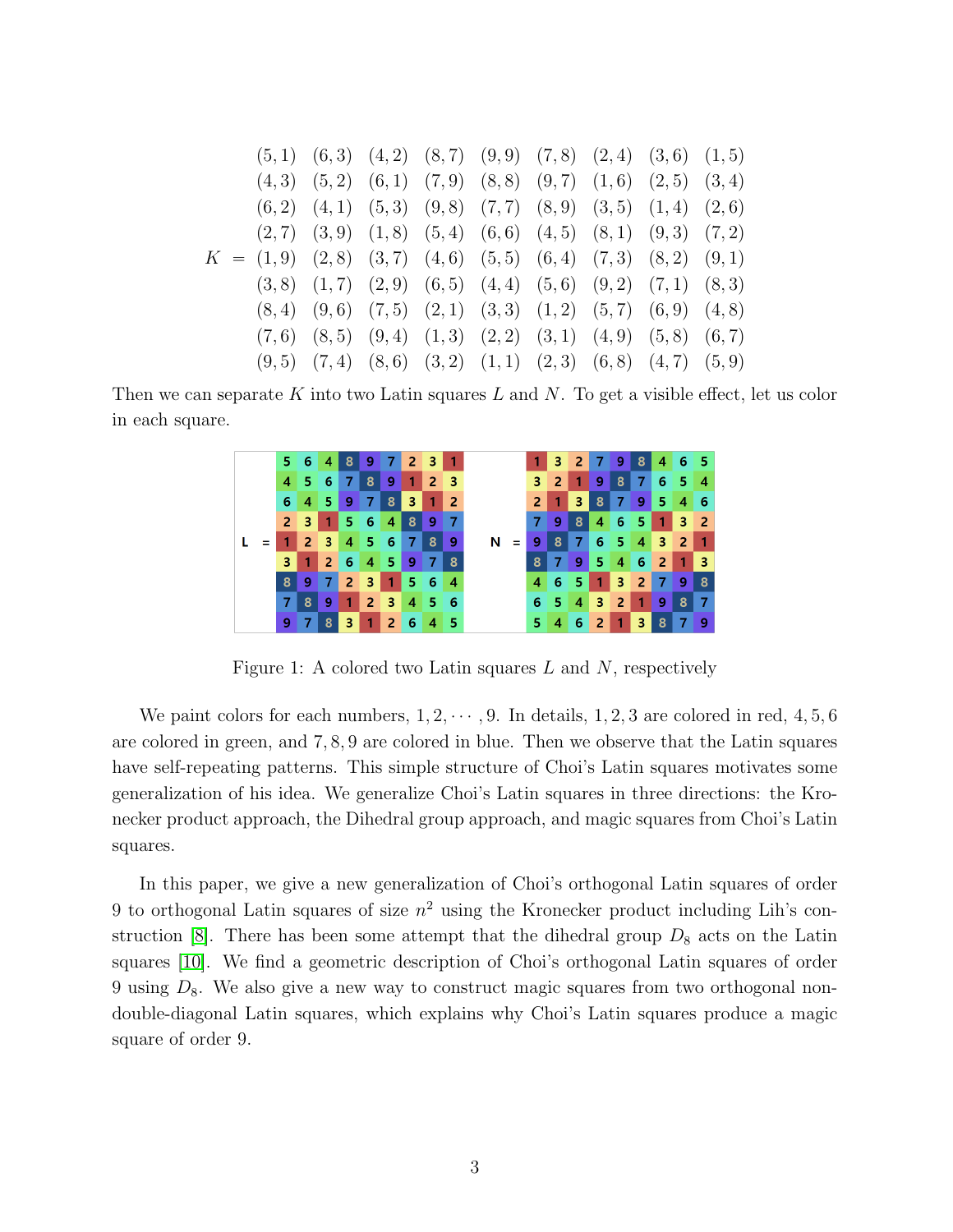$$
K = \begin{matrix}
(5,1) & (6,3) & (4,2) & (8,7) & (9,9) & (7,8) & (2,4) & (3,6) & (1,5) \\
(4,3) & (5,2) & (6,1) & (7,9) & (8,8) & (9,7) & (1,6) & (2,5) & (3,4) \\
(6,2) & (4,1) & (5,3) & (9,8) & (7,7) & (8,9) & (3,5) & (1,4) & (2,6) \\
(2,7) & (3,9) & (1,8) & (5,4) & (6,6) & (4,5) & (8,1) & (9,3) & (7,2) \\
(1,9) & (2,8) & (3,7) & (4,6) & (5,5) & (6,4) & (7,3) & (8,2) & (9,1) \\
(3,8) & (1,7) & (2,9) & (6,5) & (4,4) & (5,6) & (9,2) & (7,1) & (8,3) \\
(8,4) & (9,6) & (7,5) & (2,1) & (3,3) & (1,2) & (5,7) & (6,9) & (4,8) \\
(7,6) & (8,5) & (9,4) & (1,3) & (2,2) & (3,1) & (4,9) & (5,8) & (6,7) \\
(9,5) & (7,4) & (8,6) & (3,2) & (1,1) & (2,3) & (6,8) & (4,7) & (5,9)
\end{matrix}
$$

Then we can separate $K$ into two Latin squares $L$ and $N$. To get a visible effect, let us color in each square.

$$
L = \begin{matrix}
5 & 6 & 4 & 8 & 9 & 7 & 2 & 3 & 1 \\
4 & 5 & 6 & 7 & 8 & 9 & 1 & 2 & 3 \\
6 & 4 & 5 & 9 & 7 & 8 & 3 & 1 & 2 \\
2 & 3 & 1 & 5 & 6 & 4 & 8 & 9 & 7 \\
1 & 2 & 3 & 4 & 5 & 6 & 7 & 8 & 9 \\
3 & 1 & 2 & 6 & 4 & 5 & 9 & 7 & 8 \\
8 & 9 & 7 & 2 & 3 & 1 & 5 & 6 & 4 \\
7 & 8 & 9 & 1 & 2 & 3 & 4 & 5 & 6 \\
9 & 7 & 8 & 3 & 1 & 2 & 6 & 4 & 5
\end{matrix}
\qquad
N = \begin{matrix}
1 & 3 & 2 & 7 & 9 & 8 & 4 & 6 & 5 \\
3 & 2 & 1 & 9 & 8 & 7 & 6 & 5 & 4 \\
2 & 1 & 3 & 8 & 7 & 9 & 5 & 4 & 6 \\
7 & 9 & 8 & 4 & 6 & 5 & 1 & 3 & 2 \\
9 & 8 & 7 & 6 & 5 & 4 & 3 & 2 & 1 \\
8 & 7 & 9 & 5 & 4 & 6 & 2 & 1 & 3 \\
4 & 6 & 5 & 1 & 3 & 2 & 7 & 9 & 8 \\
6 & 5 & 4 & 3 & 2 & 1 & 9 & 8 & 7 \\
5 & 4 & 6 & 2 & 1 & 3 & 8 & 7 & 9
\end{matrix}
$$

Figure 1: A colored two Latin squares $L$ and $N$, respectively

We paint colors for each numbers, $1, 2, \cdots, 9$. In details, $1, 2, 3$ are colored in red, $4, 5, 6$ are colored in green, and $7, 8, 9$ are colored in blue. Then we observe that the Latin squares have self-repeating patterns. This simple structure of Choi's Latin squares motivates some generalization of his idea. We generalize Choi's Latin squares in three directions: the Kronecker product approach, the Dihedral group approach, and magic squares from Choi's Latin squares.

In this paper, we give a new generalization of Choi's orthogonal Latin squares of order 9 to orthogonal Latin squares of size $n^2$ using the Kronecker product including Lih's construction [8]. There has been some attempt that the dihedral group $D_8$ acts on the Latin squares [10]. We find a geometric description of Choi's orthogonal Latin squares of order 9 using $D_8$. We also give a new way to construct magic squares from two orthogonal non-double-diagonal Latin squares, which explains why Choi's Latin squares produce a magic square of order 9.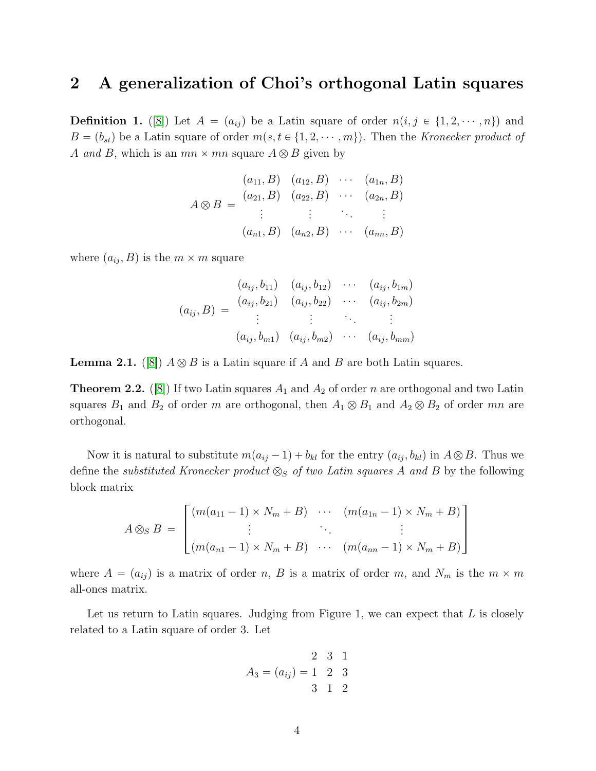## 2 A generalization of Choi's orthogonal Latin squares

**Definition 1.** ([8]) Let $A = (a_{ij})$ be a Latin square of order $n(i, j \in \{1, 2, \cdots, n\})$ and $B = (b_{st})$ be a Latin square of order $m(s, t \in \{1, 2, \cdots, m\})$. Then the *Kronecker product of A and B*, which is an $mn \times mn$ square $A \otimes B$ given by

$$A \otimes B = \begin{matrix} (a_{11}, B) & (a_{12}, B) & \cdots & (a_{1n}, B) \\ (a_{21}, B) & (a_{22}, B) & \cdots & (a_{2n}, B) \\ \vdots & \vdots & \ddots & \vdots \\ (a_{n1}, B) & (a_{n2}, B) & \cdots & (a_{nn}, B) \end{matrix}$$

where $(a_{ij}, B)$ is the $m \times m$ square

$$(a_{ij}, B) = \begin{matrix} (a_{ij}, b_{11}) & (a_{ij}, b_{12}) & \cdots & (a_{ij}, b_{1m}) \\ (a_{ij}, b_{21}) & (a_{ij}, b_{22}) & \cdots & (a_{ij}, b_{2m}) \\ \vdots & \vdots & \ddots & \vdots \\ (a_{ij}, b_{m1}) & (a_{ij}, b_{m2}) & \cdots & (a_{ij}, b_{mm}) \end{matrix}$$

**Lemma 2.1.** ([8]) $A \otimes B$ is a Latin square if $A$ and $B$ are both Latin squares.

**Theorem 2.2.** ([8]) If two Latin squares $A_1$ and $A_2$ of order $n$ are orthogonal and two Latin squares $B_1$ and $B_2$ of order $m$ are orthogonal, then $A_1 \otimes B_1$ and $A_2 \otimes B_2$ of order $mn$ are orthogonal.

Now it is natural to substitute $m(a_{ij} - 1) + b_{kl}$ for the entry $(a_{ij}, b_{kl})$ in $A \otimes B$. Thus we define the *substituted Kronecker product* $\otimes_S$ *of two Latin squares A and B* by the following block matrix

$$A \otimes_S B = \begin{bmatrix} (m(a_{11} - 1) \times N_m + B) & \cdots & (m(a_{1n} - 1) \times N_m + B) \\ \vdots & \ddots & \vdots \\ (m(a_{n1} - 1) \times N_m + B) & \cdots & (m(a_{nn} - 1) \times N_m + B) \end{bmatrix}$$

where $A = (a_{ij})$ is a matrix of order $n$, $B$ is a matrix of order $m$, and $N_m$ is the $m \times m$ all-ones matrix.

Let us return to Latin squares. Judging from Figure 1, we can expect that $L$ is closely related to a Latin square of order 3. Let

$$A_3 = (a_{ij}) = \begin{matrix} 2 & 3 & 1 \\ 1 & 2 & 3 \\ 3 & 1 & 2 \end{matrix}$$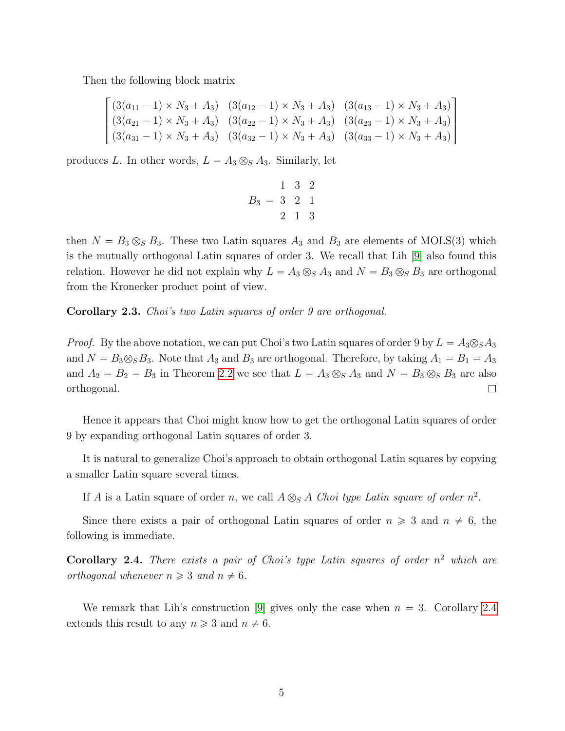Then the following block matrix

$$\begin{bmatrix} (3(a_{11}-1)\times N_3 + A_3) & (3(a_{12}-1)\times N_3 + A_3) & (3(a_{13}-1)\times N_3 + A_3) \\ (3(a_{21}-1)\times N_3 + A_3) & (3(a_{22}-1)\times N_3 + A_3) & (3(a_{23}-1)\times N_3 + A_3) \\ (3(a_{31}-1)\times N_3 + A_3) & (3(a_{32}-1)\times N_3 + A_3) & (3(a_{33}-1)\times N_3 + A_3) \end{bmatrix}$$

produces $L$. In other words, $L = A_3 \otimes_S A_3$. Similarly, let

$$B_3 = \begin{matrix} 1 & 3 & 2 \\ 3 & 2 & 1 \\ 2 & 1 & 3 \end{matrix}$$

then $N = B_3 \otimes_S B_3$. These two Latin squares $A_3$ and $B_3$ are elements of MOLS(3) which is the mutually orthogonal Latin squares of order 3. We recall that Lih [9] also found this relation. However he did not explain why $L = A_3 \otimes_S A_3$ and $N = B_3 \otimes_S B_3$ are orthogonal from the Kronecker product point of view.

**Corollary 2.3.** *Choi's two Latin squares of order 9 are orthogonal.*

*Proof.* By the above notation, we can put Choi's two Latin squares of order 9 by $L = A_3 \otimes_S A_3$ and $N = B_3 \otimes_S B_3$. Note that $A_3$ and $B_3$ are orthogonal. Therefore, by taking $A_1 = B_1 = A_3$ and $A_2 = B_2 = B_3$ in Theorem 2.2 we see that $L = A_3 \otimes_S A_3$ and $N = B_3 \otimes_S B_3$ are also orthogonal. □

Hence it appears that Choi might know how to get the orthogonal Latin squares of order 9 by expanding orthogonal Latin squares of order 3.

It is natural to generalize Choi's approach to obtain orthogonal Latin squares by copying a smaller Latin square several times.

If $A$ is a Latin square of order $n$, we call $A \otimes_S A$ *Choi type Latin square of order* $n^2$.

Since there exists a pair of orthogonal Latin squares of order $n \geqslant 3$ and $n \neq 6$, the following is immediate.

**Corollary 2.4.** *There exists a pair of Choi's type Latin squares of order $n^2$ which are orthogonal whenever $n \geqslant 3$ and $n \neq 6$.*

We remark that Lih's construction [9] gives only the case when $n = 3$. Corollary 2.4 extends this result to any $n \geqslant 3$ and $n \neq 6$.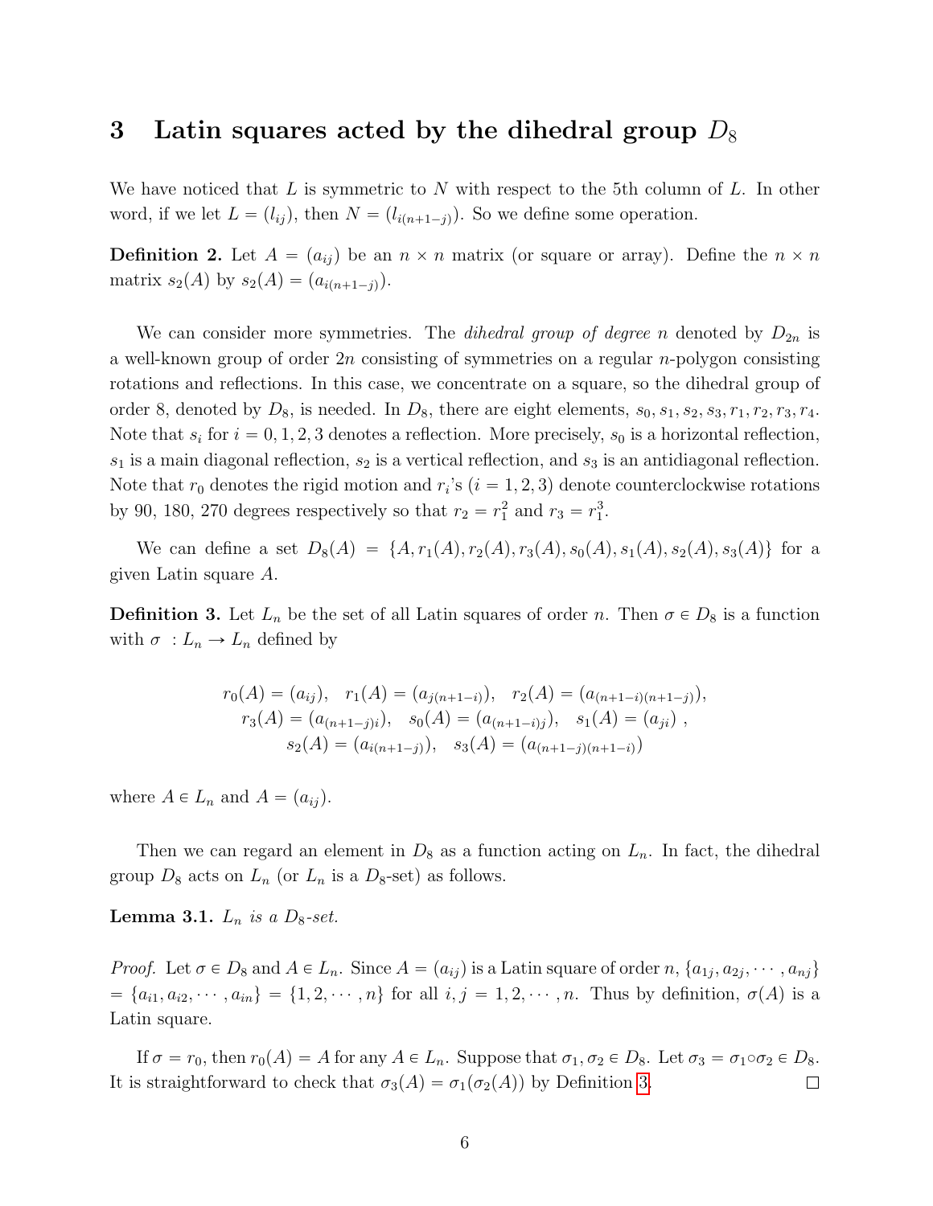# 3 Latin squares acted by the dihedral group $D_8$

We have noticed that $L$ is symmetric to $N$ with respect to the 5th column of $L$. In other word, if we let $L = (l_{ij})$, then $N = (l_{i(n+1-j)})$. So we define some operation.

**Definition 2.** Let $A = (a_{ij})$ be an $n \times n$ matrix (or square or array). Define the $n \times n$ matrix $s_2(A)$ by $s_2(A) = (a_{i(n+1-j)})$.

We can consider more symmetries. The *dihedral group of degree n* denoted by $D_{2n}$ is a well-known group of order $2n$ consisting of symmetries on a regular $n$-polygon consisting rotations and reflections. In this case, we concentrate on a square, so the dihedral group of order 8, denoted by $D_8$, is needed. In $D_8$, there are eight elements, $s_0, s_1, s_2, s_3, r_1, r_2, r_3, r_4$. Note that $s_i$ for $i = 0, 1, 2, 3$ denotes a reflection. More precisely, $s_0$ is a horizontal reflection, $s_1$ is a main diagonal reflection, $s_2$ is a vertical reflection, and $s_3$ is an antidiagonal reflection. Note that $r_0$ denotes the rigid motion and $r_i$'s ($i = 1, 2, 3$) denote counterclockwise rotations by 90, 180, 270 degrees respectively so that $r_2 = r_1^2$ and $r_3 = r_1^3$.

We can define a set $D_8(A) = \{A, r_1(A), r_2(A), r_3(A), s_0(A), s_1(A), s_2(A), s_3(A)\}$ for a given Latin square $A$.

**Definition 3.** Let $L_n$ be the set of all Latin squares of order $n$. Then $\sigma \in D_8$ is a function with $\sigma : L_n \to L_n$ defined by

$$
\begin{gathered}
r_0(A) = (a_{ij}), \quad r_1(A) = (a_{j(n+1-i)}), \quad r_2(A) = (a_{(n+1-i)(n+1-j)}), \\
r_3(A) = (a_{(n+1-j)i}), \quad s_0(A) = (a_{(n+1-i)j}), \quad s_1(A) = (a_{ji}), \\
s_2(A) = (a_{i(n+1-j)}), \quad s_3(A) = (a_{(n+1-j)(n+1-i)})
\end{gathered}
$$

where $A \in L_n$ and $A = (a_{ij})$.

Then we can regard an element in $D_8$ as a function acting on $L_n$. In fact, the dihedral group $D_8$ acts on $L_n$ (or $L_n$ is a $D_8$-set) as follows.

**Lemma 3.1.** *$L_n$ is a $D_8$-set.*

*Proof.* Let $\sigma \in D_8$ and $A \in L_n$. Since $A = (a_{ij})$ is a Latin square of order $n$, $\{a_{1j}, a_{2j}, \cdots, a_{nj}\} = \{a_{i1}, a_{i2}, \cdots, a_{in}\} = \{1, 2, \cdots, n\}$ for all $i, j = 1, 2, \cdots, n$. Thus by definition, $\sigma(A)$ is a Latin square.

If $\sigma = r_0$, then $r_0(A) = A$ for any $A \in L_n$. Suppose that $\sigma_1, \sigma_2 \in D_8$. Let $\sigma_3 = \sigma_1 \circ \sigma_2 \in D_8$. It is straightforward to check that $\sigma_3(A) = \sigma_1(\sigma_2(A))$ by Definition 3. $\square$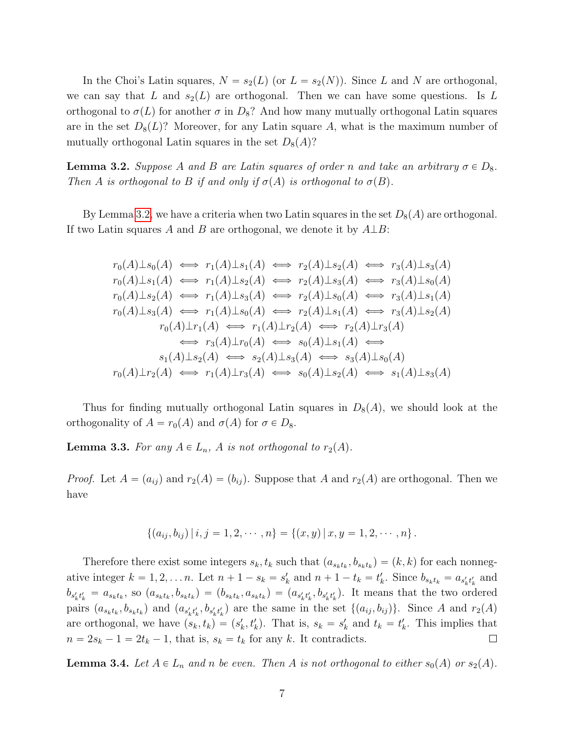In the Choi's Latin squares, $N = s_2(L)$ (or $L = s_2(N)$). Since $L$ and $N$ are orthogonal, we can say that $L$ and $s_2(L)$ are orthogonal. Then we can have some questions. Is $L$ orthogonal to $\sigma(L)$ for another $\sigma$ in $D_8$? And how many mutually orthogonal Latin squares are in the set $D_8(L)$? Moreover, for any Latin square $A$, what is the maximum number of mutually orthogonal Latin squares in the set $D_8(A)$?

**Lemma 3.2.** *Suppose $A$ and $B$ are Latin squares of order $n$ and take an arbitrary $\sigma \in D_8$. Then $A$ is orthogonal to $B$ if and only if $\sigma(A)$ is orthogonal to $\sigma(B)$.*

By Lemma 3.2, we have a criteria when two Latin squares in the set $D_8(A)$ are orthogonal. If two Latin squares $A$ and $B$ are orthogonal, we denote it by $A \perp B$:

$$
\begin{gathered}
r_0(A)\perp s_0(A) \iff r_1(A)\perp s_1(A) \iff r_2(A)\perp s_2(A) \iff r_3(A)\perp s_3(A) \\
r_0(A)\perp s_1(A) \iff r_1(A)\perp s_2(A) \iff r_2(A)\perp s_3(A) \iff r_3(A)\perp s_0(A) \\
r_0(A)\perp s_2(A) \iff r_1(A)\perp s_3(A) \iff r_2(A)\perp s_0(A) \iff r_3(A)\perp s_1(A) \\
r_0(A)\perp s_3(A) \iff r_1(A)\perp s_0(A) \iff r_2(A)\perp s_1(A) \iff r_3(A)\perp s_2(A) \\
r_0(A)\perp r_1(A) \iff r_1(A)\perp r_2(A) \iff r_2(A)\perp r_3(A) \\
\iff r_3(A)\perp r_0(A) \iff s_0(A)\perp s_1(A) \iff \\
s_1(A)\perp s_2(A) \iff s_2(A)\perp s_3(A) \iff s_3(A)\perp s_0(A) \\
r_0(A)\perp r_2(A) \iff r_1(A)\perp r_3(A) \iff s_0(A)\perp s_2(A) \iff s_1(A)\perp s_3(A)
\end{gathered}
$$

Thus for finding mutually orthogonal Latin squares in $D_8(A)$, we should look at the orthogonality of $A = r_0(A)$ and $\sigma(A)$ for $\sigma \in D_8$.

**Lemma 3.3.** *For any $A \in L_n$, $A$ is not orthogonal to $r_2(A)$.*

*Proof.* Let $A = (a_{ij})$ and $r_2(A) = (b_{ij})$. Suppose that $A$ and $r_2(A)$ are orthogonal. Then we have

$$
\{(a_{ij}, b_{ij}) \,|\, i,j = 1,2,\cdots,n\} = \{(x,y) \,|\, x,y = 1,2,\cdots,n\}.
$$

Therefore there exist some integers $s_k, t_k$ such that $(a_{s_k t_k}, b_{s_k t_k}) = (k,k)$ for each nonnegative integer $k = 1, 2, \ldots n$. Let $n+1-s_k = s'_k$ and $n+1-t_k = t'_k$. Since $b_{s_k t_k} = a_{s'_k t'_k}$ and $b_{s'_k t'_k} = a_{s_k t_k}$, so $(a_{s_k t_k}, b_{s_k t_k}) = (b_{s_k t_k}, a_{s_k t_k}) = (a_{s'_k t'_k}, b_{s'_k t'_k})$. It means that the two ordered pairs $(a_{s_k t_k}, b_{s_k t_k})$ and $(a_{s'_k t'_k}, b_{s'_k t'_k})$ are the same in the set $\{(a_{ij}, b_{ij})\}$. Since $A$ and $r_2(A)$ are orthogonal, we have $(s_k, t_k) = (s'_k, t'_k)$. That is, $s_k = s'_k$ and $t_k = t'_k$. This implies that $n = 2s_k - 1 = 2t_k - 1$, that is, $s_k = t_k$ for any $k$. It contradicts. $\square$

**Lemma 3.4.** *Let $A \in L_n$ and $n$ be even. Then $A$ is not orthogonal to either $s_0(A)$ or $s_2(A)$.*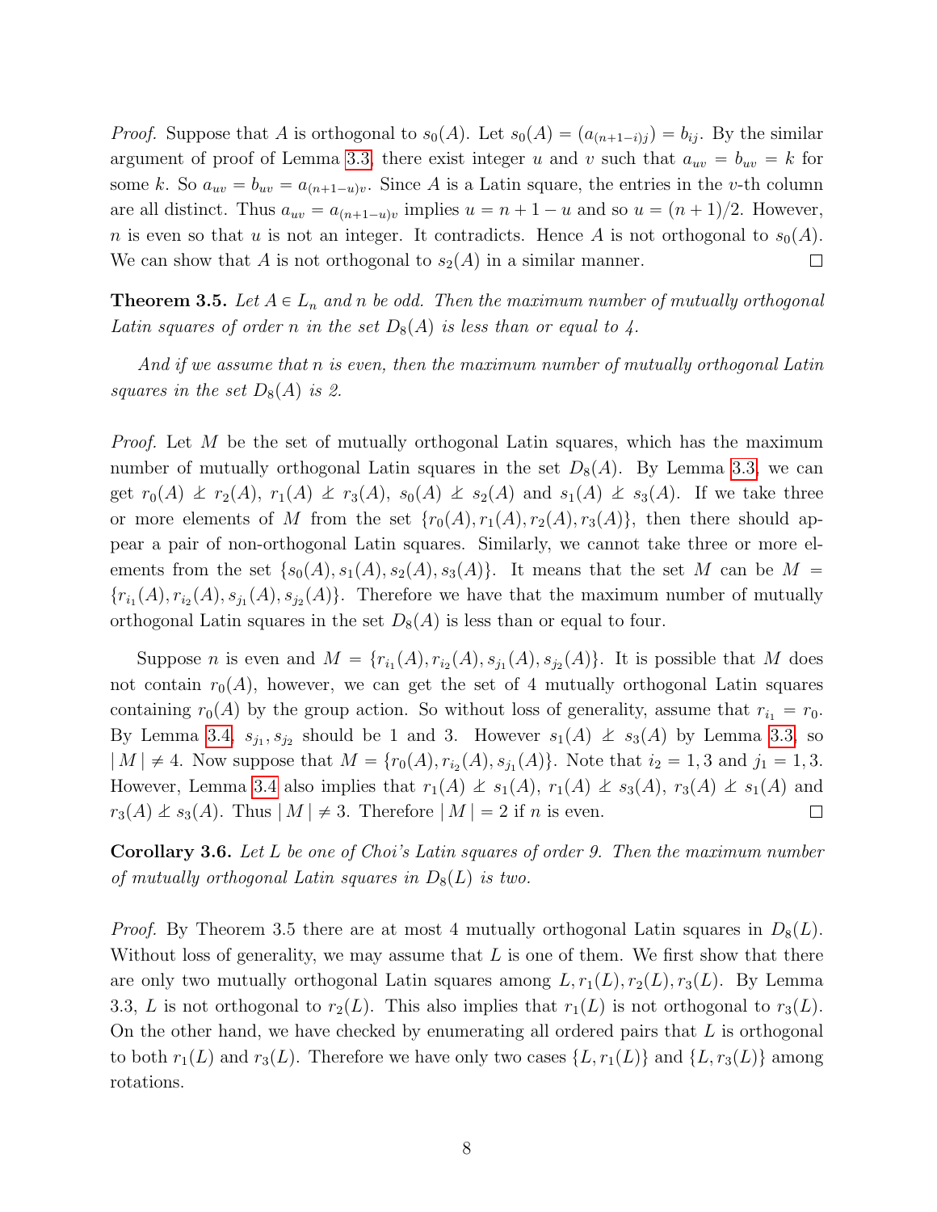*Proof.* Suppose that $A$ is orthogonal to $s_0(A)$. Let $s_0(A) = (a_{(n+1-i)j}) = b_{ij}$. By the similar argument of proof of Lemma 3.3, there exist integer $u$ and $v$ such that $a_{uv} = b_{uv} = k$ for some $k$. So $a_{uv} = b_{uv} = a_{(n+1-u)v}$. Since $A$ is a Latin square, the entries in the $v$-th column are all distinct. Thus $a_{uv} = a_{(n+1-u)v}$ implies $u = n + 1 - u$ and so $u = (n + 1)/2$. However, $n$ is even so that $u$ is not an integer. It contradicts. Hence $A$ is not orthogonal to $s_0(A)$. We can show that $A$ is not orthogonal to $s_2(A)$ in a similar manner. □

**Theorem 3.5.** *Let $A \in L_n$ and $n$ be odd. Then the maximum number of mutually orthogonal Latin squares of order $n$ in the set $D_8(A)$ is less than or equal to 4.*

*And if we assume that $n$ is even, then the maximum number of mutually orthogonal Latin squares in the set $D_8(A)$ is 2.*

*Proof.* Let $M$ be the set of mutually orthogonal Latin squares, which has the maximum number of mutually orthogonal Latin squares in the set $D_8(A)$. By Lemma 3.3, we can get $r_0(A) \not\perp r_2(A)$, $r_1(A) \not\perp r_3(A)$, $s_0(A) \not\perp s_2(A)$ and $s_1(A) \not\perp s_3(A)$. If we take three or more elements of $M$ from the set $\{r_0(A), r_1(A), r_2(A), r_3(A)\}$, then there should appear a pair of non-orthogonal Latin squares. Similarly, we cannot take three or more elements from the set $\{s_0(A), s_1(A), s_2(A), s_3(A)\}$. It means that the set $M$ can be $M = \{r_{i_1}(A), r_{i_2}(A), s_{j_1}(A), s_{j_2}(A)\}$. Therefore we have that the maximum number of mutually orthogonal Latin squares in the set $D_8(A)$ is less than or equal to four.

Suppose $n$ is even and $M = \{r_{i_1}(A), r_{i_2}(A), s_{j_1}(A), s_{j_2}(A)\}$. It is possible that $M$ does not contain $r_0(A)$, however, we can get the set of 4 mutually orthogonal Latin squares containing $r_0(A)$ by the group action. So without loss of generality, assume that $r_{i_1} = r_0$. By Lemma 3.4, $s_{j_1}, s_{j_2}$ should be 1 and 3. However $s_1(A) \not\perp s_3(A)$ by Lemma 3.3, so $|M| \neq 4$. Now suppose that $M = \{r_0(A), r_{i_2}(A), s_{j_1}(A)\}$. Note that $i_2 = 1, 3$ and $j_1 = 1, 3$. However, Lemma 3.4 also implies that $r_1(A) \not\perp s_1(A)$, $r_1(A) \not\perp s_3(A)$, $r_3(A) \not\perp s_1(A)$ and $r_3(A) \not\perp s_3(A)$. Thus $|M| \neq 3$. Therefore $|M| = 2$ if $n$ is even. □

**Corollary 3.6.** *Let $L$ be one of Choi's Latin squares of order 9. Then the maximum number of mutually orthogonal Latin squares in $D_8(L)$ is two.*

*Proof.* By Theorem 3.5 there are at most 4 mutually orthogonal Latin squares in $D_8(L)$. Without loss of generality, we may assume that $L$ is one of them. We first show that there are only two mutually orthogonal Latin squares among $L, r_1(L), r_2(L), r_3(L)$. By Lemma 3.3, $L$ is not orthogonal to $r_2(L)$. This also implies that $r_1(L)$ is not orthogonal to $r_3(L)$. On the other hand, we have checked by enumerating all ordered pairs that $L$ is orthogonal to both $r_1(L)$ and $r_3(L)$. Therefore we have only two cases $\{L, r_1(L)\}$ and $\{L, r_3(L)\}$ among rotations.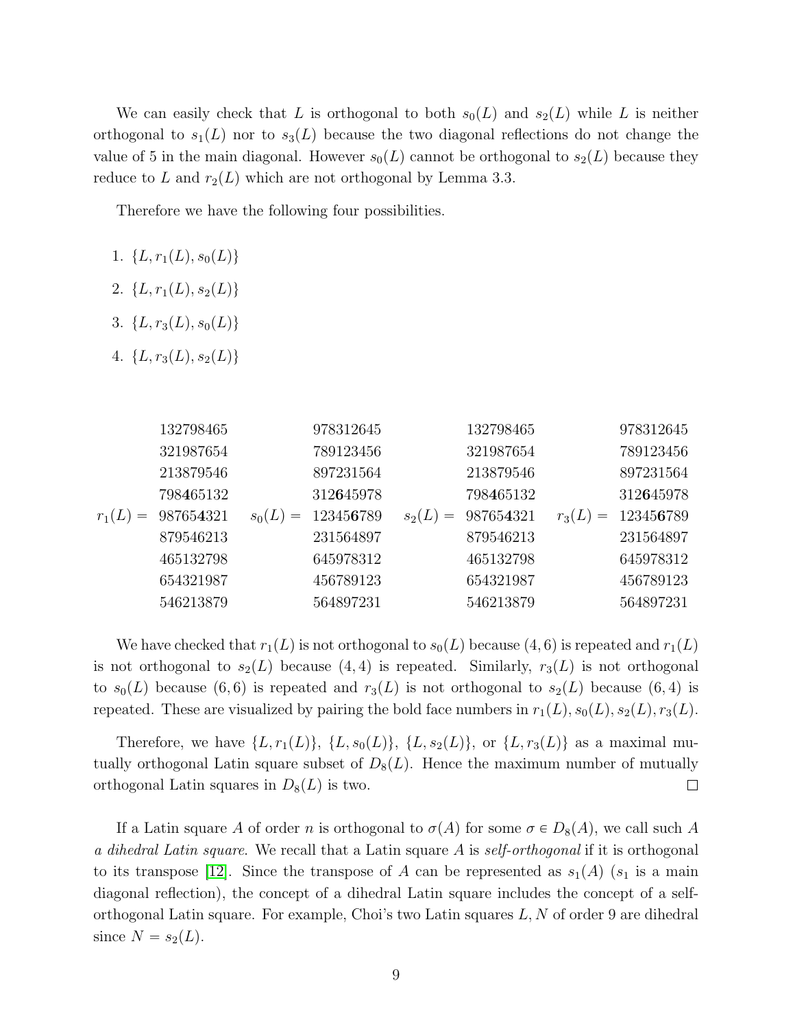We can easily check that $L$ is orthogonal to both $s_0(L)$ and $s_2(L)$ while $L$ is neither orthogonal to $s_1(L)$ nor to $s_3(L)$ because the two diagonal reflections do not change the value of 5 in the main diagonal. However $s_0(L)$ cannot be orthogonal to $s_2(L)$ because they reduce to $L$ and $r_2(L)$ which are not orthogonal by Lemma 3.3.

Therefore we have the following four possibilities.

1. $\{L, r_1(L), s_0(L)\}$
2. $\{L, r_1(L), s_2(L)\}$
3. $\{L, r_3(L), s_0(L)\}$
4. $\{L, r_3(L), s_2(L)\}$

$$
r_1(L) = \begin{matrix} 132798465 \\ 321987654 \\ 213879546 \\ 798\mathbf{4}65132 \\ 98765\mathbf{4}321 \\ 879546213 \\ 465132798 \\ 654321987 \\ 546213879 \end{matrix}
\quad
s_0(L) = \begin{matrix} 978312645 \\ 789123456 \\ 897231564 \\ 312\mathbf{6}45978 \\ 12345\mathbf{6}789 \\ 231564897 \\ 645978312 \\ 456789123 \\ 564897231 \end{matrix}
\quad
s_2(L) = \begin{matrix} 132798465 \\ 321987654 \\ 213879546 \\ 798\mathbf{4}65132 \\ 98765\mathbf{4}321 \\ 879546213 \\ 465132798 \\ 654321987 \\ 546213879 \end{matrix}
\quad
r_3(L) = \begin{matrix} 978312645 \\ 789123456 \\ 897231564 \\ 312\mathbf{6}45978 \\ 12345\mathbf{6}789 \\ 231564897 \\ 645978312 \\ 456789123 \\ 564897231 \end{matrix}
$$

We have checked that $r_1(L)$ is not orthogonal to $s_0(L)$ because $(4, 6)$ is repeated and $r_1(L)$ is not orthogonal to $s_2(L)$ because $(4, 4)$ is repeated. Similarly, $r_3(L)$ is not orthogonal to $s_0(L)$ because $(6, 6)$ is repeated and $r_3(L)$ is not orthogonal to $s_2(L)$ because $(6, 4)$ is repeated. These are visualized by pairing the bold face numbers in $r_1(L), s_0(L), s_2(L), r_3(L)$.

Therefore, we have $\{L, r_1(L)\}$, $\{L, s_0(L)\}$, $\{L, s_2(L)\}$, or $\{L, r_3(L)\}$ as a maximal mutually orthogonal Latin square subset of $D_8(L)$. Hence the maximum number of mutually orthogonal Latin squares in $D_8(L)$ is two. ☐

If a Latin square $A$ of order $n$ is orthogonal to $\sigma(A)$ for some $\sigma \in D_8(A)$, we call such $A$ *a dihedral Latin square*. We recall that a Latin square $A$ is *self-orthogonal* if it is orthogonal to its transpose [12]. Since the transpose of $A$ can be represented as $s_1(A)$ ($s_1$ is a main diagonal reflection), the concept of a dihedral Latin square includes the concept of a self-orthogonal Latin square. For example, Choi's two Latin squares $L, N$ of order 9 are dihedral since $N = s_2(L)$.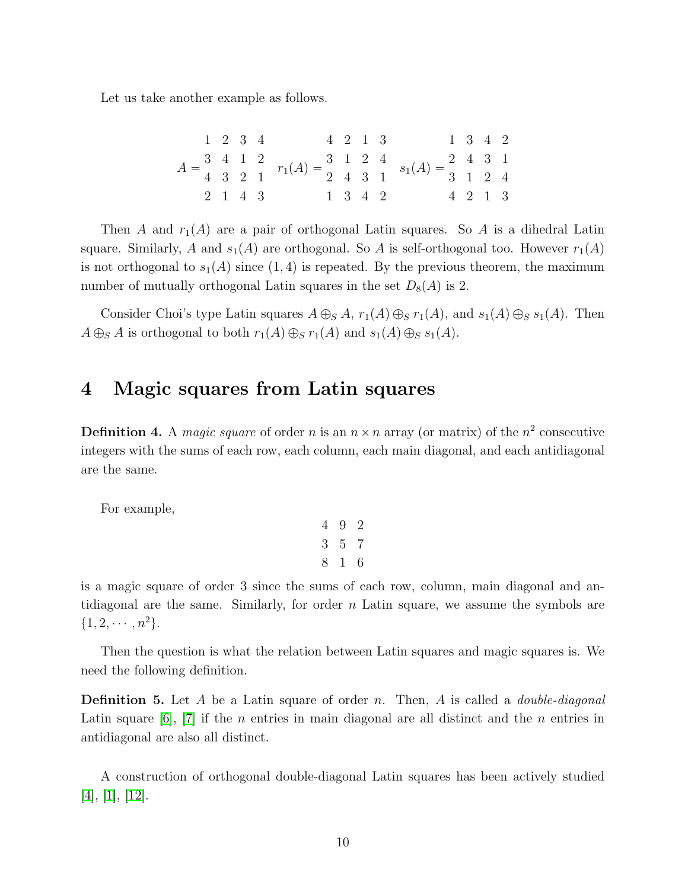Let us take another example as follows.

$$
A = \begin{matrix} 1 & 2 & 3 & 4 \\ 3 & 4 & 1 & 2 \\ 4 & 3 & 2 & 1 \\ 2 & 1 & 4 & 3 \end{matrix} \quad r_1(A) = \begin{matrix} 4 & 2 & 1 & 3 \\ 3 & 1 & 2 & 4 \\ 2 & 4 & 3 & 1 \\ 1 & 3 & 4 & 2 \end{matrix} \quad s_1(A) = \begin{matrix} 1 & 3 & 4 & 2 \\ 2 & 4 & 3 & 1 \\ 3 & 1 & 2 & 4 \\ 4 & 2 & 1 & 3 \end{matrix}
$$

Then $A$ and $r_1(A)$ are a pair of orthogonal Latin squares. So $A$ is a dihedral Latin square. Similarly, $A$ and $s_1(A)$ are orthogonal. So $A$ is self-orthogonal too. However $r_1(A)$ is not orthogonal to $s_1(A)$ since $(1, 4)$ is repeated. By the previous theorem, the maximum number of mutually orthogonal Latin squares in the set $D_8(A)$ is 2.

Consider Choi's type Latin squares $A \oplus_S A$, $r_1(A) \oplus_S r_1(A)$, and $s_1(A) \oplus_S s_1(A)$. Then $A \oplus_S A$ is orthogonal to both $r_1(A) \oplus_S r_1(A)$ and $s_1(A) \oplus_S s_1(A)$.

# 4 Magic squares from Latin squares

**Definition 4.** A *magic square* of order $n$ is an $n \times n$ array (or matrix) of the $n^2$ consecutive integers with the sums of each row, each column, each main diagonal, and each antidiagonal are the same.

For example,

$$
\begin{matrix} 4 & 9 & 2 \\ 3 & 5 & 7 \\ 8 & 1 & 6 \end{matrix}
$$

is a magic square of order 3 since the sums of each row, column, main diagonal and antidiagonal are the same. Similarly, for order $n$ Latin square, we assume the symbols are $\{1, 2, \cdots, n^2\}$.

Then the question is what the relation between Latin squares and magic squares is. We need the following definition.

**Definition 5.** Let $A$ be a Latin square of order $n$. Then, $A$ is called a *double-diagonal* Latin square [6], [7] if the $n$ entries in main diagonal are all distinct and the $n$ entries in antidiagonal are also all distinct.

A construction of orthogonal double-diagonal Latin squares has been actively studied [4], [1], [12].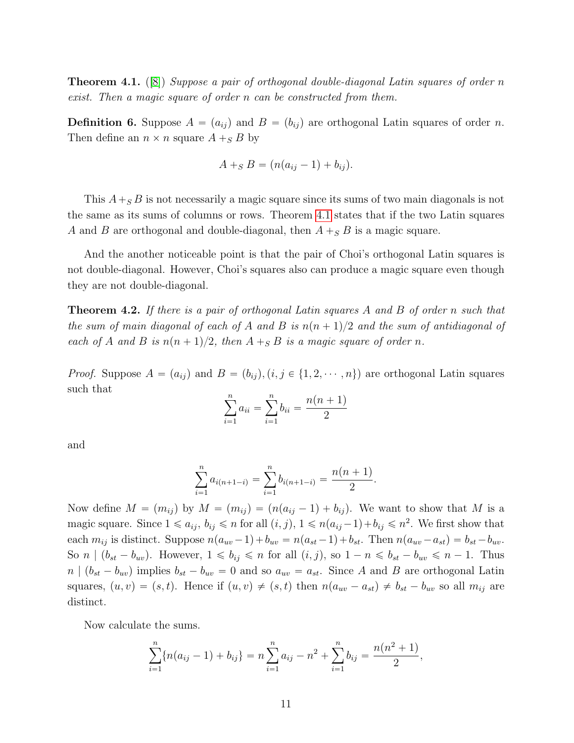**Theorem 4.1.** ([8]) *Suppose a pair of orthogonal double-diagonal Latin squares of order $n$ exist. Then a magic square of order $n$ can be constructed from them.*

**Definition 6.** Suppose $A = (a_{ij})$ and $B = (b_{ij})$ are orthogonal Latin squares of order $n$. Then define an $n \times n$ square $A +_S B$ by

$$A +_S B = (n(a_{ij} - 1) + b_{ij}).$$

This $A +_S B$ is not necessarily a magic square since its sums of two main diagonals is not the same as its sums of columns or rows. Theorem 4.1 states that if the two Latin squares $A$ and $B$ are orthogonal and double-diagonal, then $A +_S B$ is a magic square.

And the another noticeable point is that the pair of Choi's orthogonal Latin squares is not double-diagonal. However, Choi's squares also can produce a magic square even though they are not double-diagonal.

**Theorem 4.2.** *If there is a pair of orthogonal Latin squares $A$ and $B$ of order $n$ such that the sum of main diagonal of each of $A$ and $B$ is $n(n+1)/2$ and the sum of antidiagonal of each of $A$ and $B$ is $n(n+1)/2$, then $A +_S B$ is a magic square of order $n$.*

*Proof.* Suppose $A = (a_{ij})$ and $B = (b_{ij}), (i, j \in \{1, 2, \cdots, n\})$ are orthogonal Latin squares such that

$$\sum_{i=1}^{n} a_{ii} = \sum_{i=1}^{n} b_{ii} = \frac{n(n+1)}{2}$$

and

$$\sum_{i=1}^{n} a_{i(n+1-i)} = \sum_{i=1}^{n} b_{i(n+1-i)} = \frac{n(n+1)}{2}.$$

Now define $M = (m_{ij})$ by $M = (m_{ij}) = (n(a_{ij} - 1) + b_{ij})$. We want to show that $M$ is a magic square. Since $1 \leqslant a_{ij}, b_{ij} \leqslant n$ for all $(i, j)$, $1 \leqslant n(a_{ij} - 1) + b_{ij} \leqslant n^2$. We first show that each $m_{ij}$ is distinct. Suppose $n(a_{uv} - 1) + b_{uv} = n(a_{st} - 1) + b_{st}$. Then $n(a_{uv} - a_{st}) = b_{st} - b_{uv}$. So $n \mid (b_{st} - b_{uv})$. However, $1 \leqslant b_{ij} \leqslant n$ for all $(i, j)$, so $1 - n \leqslant b_{st} - b_{uv} \leqslant n - 1$. Thus $n \mid (b_{st} - b_{uv})$ implies $b_{st} - b_{uv} = 0$ and so $a_{uv} = a_{st}$. Since $A$ and $B$ are orthogonal Latin squares, $(u, v) = (s, t)$. Hence if $(u, v) \neq (s, t)$ then $n(a_{uv} - a_{st}) \neq b_{st} - b_{uv}$ so all $m_{ij}$ are distinct.

Now calculate the sums.

$$\sum_{i=1}^{n} \{n(a_{ij} - 1) + b_{ij}\} = n \sum_{i=1}^{n} a_{ij} - n^2 + \sum_{i=1}^{n} b_{ij} = \frac{n(n^2+1)}{2},$$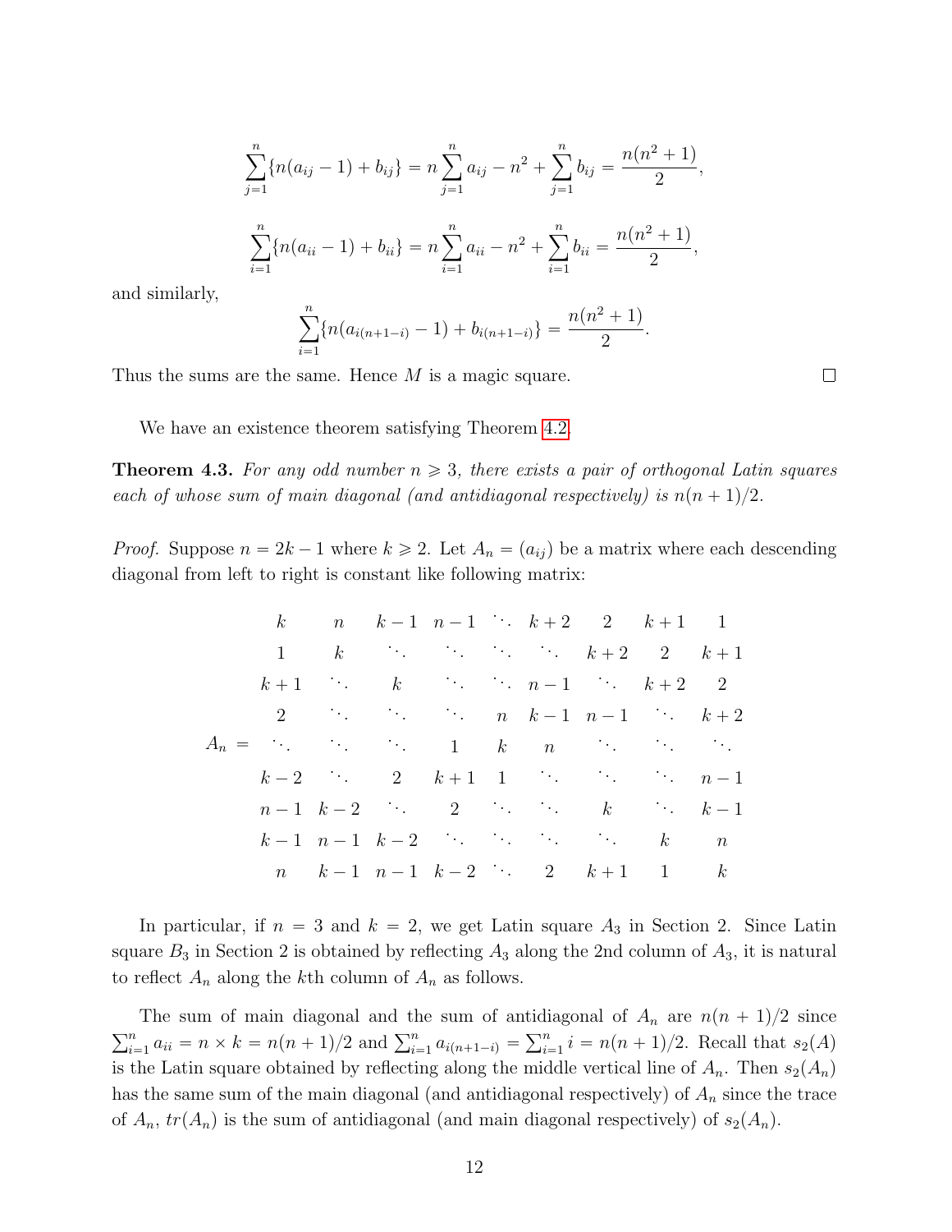$$\sum_{j=1}^{n}\{n(a_{ij}-1)+b_{ij}\} = n\sum_{j=1}^{n} a_{ij} - n^2 + \sum_{j=1}^{n} b_{ij} = \frac{n(n^2+1)}{2},$$

$$\sum_{i=1}^{n}\{n(a_{ii}-1)+b_{ii}\} = n\sum_{i=1}^{n} a_{ii} - n^2 + \sum_{i=1}^{n} b_{ii} = \frac{n(n^2+1)}{2},$$

and similarly,

$$\sum_{i=1}^{n}\{n(a_{i(n+1-i)}-1)+b_{i(n+1-i)}\} = \frac{n(n^2+1)}{2}.$$

Thus the sums are the same. Hence $M$ is a magic square. □

We have an existence theorem satisfying Theorem 4.2.

**Theorem 4.3.** *For any odd number $n \geqslant 3$, there exists a pair of orthogonal Latin squares each of whose sum of main diagonal (and antidiagonal respectively) is $n(n+1)/2$.*

*Proof.* Suppose $n = 2k-1$ where $k \geqslant 2$. Let $A_n = (a_{ij})$ be a matrix where each descending diagonal from left to right is constant like following matrix:

$$A_n = \begin{matrix}
k & n & k-1 & n-1 & \ddots & k+2 & 2 & k+1 & 1 \\
1 & k & \ddots & \ddots & \ddots & \ddots & k+2 & 2 & k+1 \\
k+1 & \ddots & k & \ddots & \ddots & n-1 & \ddots & k+2 & 2 \\
2 & \ddots & \ddots & \ddots & n & k-1 & n-1 & \ddots & k+2 \\
\ddots & \ddots & \ddots & 1 & k & n & \ddots & \ddots & \ddots \\
k-2 & \ddots & 2 & k+1 & 1 & \ddots & \ddots & \ddots & n-1 \\
n-1 & k-2 & \ddots & 2 & \ddots & \ddots & k & \ddots & k-1 \\
k-1 & n-1 & k-2 & \ddots & \ddots & \ddots & \ddots & k & n \\
n & k-1 & n-1 & k-2 & \ddots & 2 & k+1 & 1 & k
\end{matrix}$$

In particular, if $n = 3$ and $k = 2$, we get Latin square $A_3$ in Section 2. Since Latin square $B_3$ in Section 2 is obtained by reflecting $A_3$ along the 2nd column of $A_3$, it is natural to reflect $A_n$ along the $k$th column of $A_n$ as follows.

The sum of main diagonal and the sum of antidiagonal of $A_n$ are $n(n+1)/2$ since $\sum_{i=1}^{n} a_{ii} = n \times k = n(n+1)/2$ and $\sum_{i=1}^{n} a_{i(n+1-i)} = \sum_{i=1}^{n} i = n(n+1)/2$. Recall that $s_2(A)$ is the Latin square obtained by reflecting along the middle vertical line of $A_n$. Then $s_2(A_n)$ has the same sum of the main diagonal (and antidiagonal respectively) of $A_n$ since the trace of $A_n$, $tr(A_n)$ is the sum of antidiagonal (and main diagonal respectively) of $s_2(A_n)$.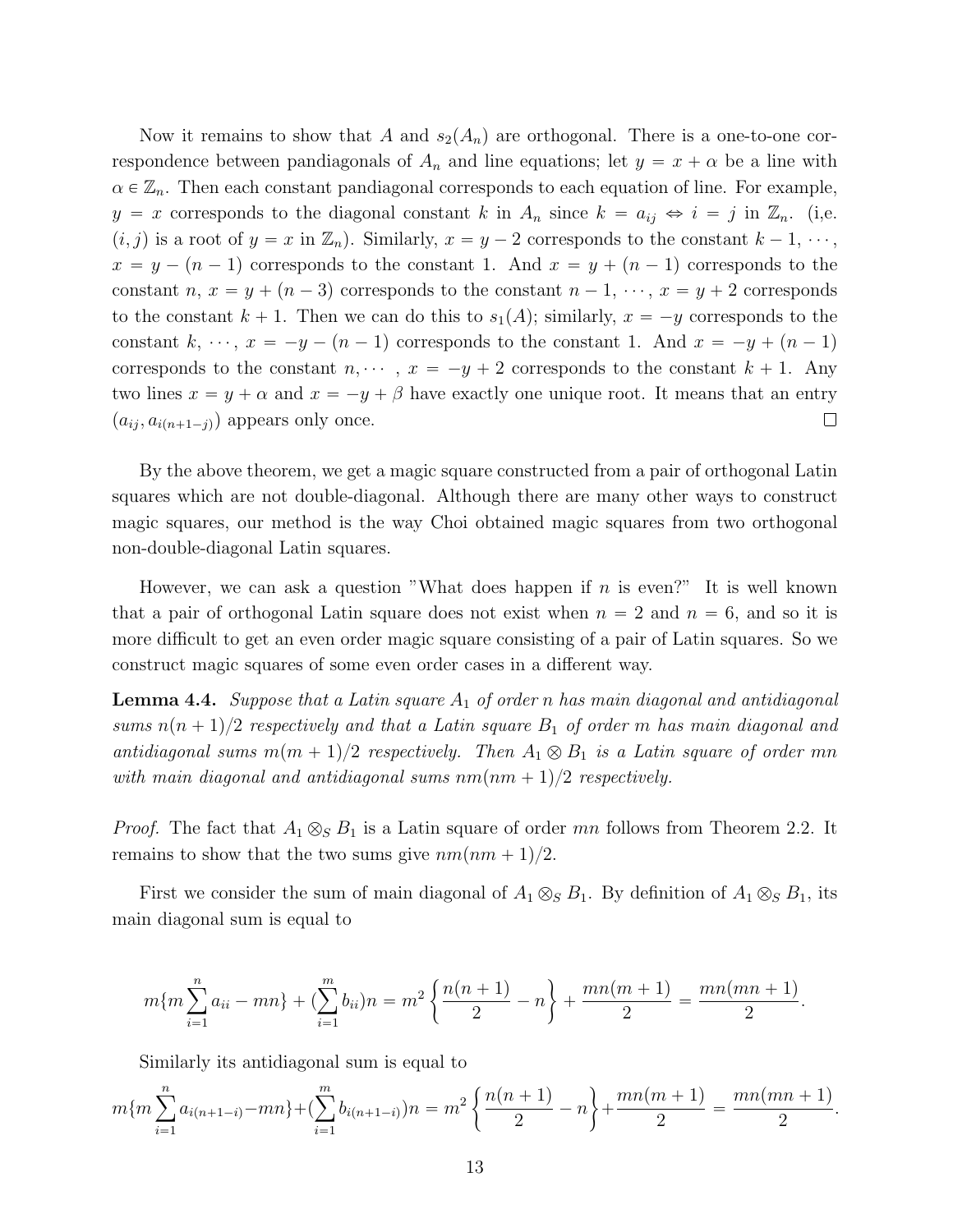Now it remains to show that $A$ and $s_2(A_n)$ are orthogonal. There is a one-to-one correspondence between pandiagonals of $A_n$ and line equations; let $y = x + \alpha$ be a line with $\alpha \in \mathbb{Z}_n$. Then each constant pandiagonal corresponds to each equation of line. For example, $y = x$ corresponds to the diagonal constant $k$ in $A_n$ since $k = a_{ij} \Leftrightarrow i = j$ in $\mathbb{Z}_n$. (i,e. $(i,j)$ is a root of $y = x$ in $\mathbb{Z}_n$). Similarly, $x = y - 2$ corresponds to the constant $k - 1, \cdots,$ $x = y - (n-1)$ corresponds to the constant 1. And $x = y + (n-1)$ corresponds to the constant $n$, $x = y + (n-3)$ corresponds to the constant $n-1, \cdots, x = y+2$ corresponds to the constant $k+1$. Then we can do this to $s_1(A)$; similarly, $x = -y$ corresponds to the constant $k, \cdots, x = -y-(n-1)$ corresponds to the constant 1. And $x = -y + (n-1)$ corresponds to the constant $n, \cdots$ , $x = -y + 2$ corresponds to the constant $k+1$. Any two lines $x = y + \alpha$ and $x = -y + \beta$ have exactly one unique root. It means that an entry $(a_{ij}, a_{i(n+1-j)})$ appears only once. □

By the above theorem, we get a magic square constructed from a pair of orthogonal Latin squares which are not double-diagonal. Although there are many other ways to construct magic squares, our method is the way Choi obtained magic squares from two orthogonal non-double-diagonal Latin squares.

However, we can ask a question "What does happen if $n$ is even?" It is well known that a pair of orthogonal Latin square does not exist when $n = 2$ and $n = 6$, and so it is more difficult to get an even order magic square consisting of a pair of Latin squares. So we construct magic squares of some even order cases in a different way.

**Lemma 4.4.** *Suppose that a Latin square $A_1$ of order $n$ has main diagonal and antidiagonal sums $n(n+1)/2$ respectively and that a Latin square $B_1$ of order $m$ has main diagonal and antidiagonal sums $m(m+1)/2$ respectively. Then $A_1 \otimes B_1$ is a Latin square of order $mn$ with main diagonal and antidiagonal sums $nm(nm+1)/2$ respectively.*

*Proof.* The fact that $A_1 \otimes_S B_1$ is a Latin square of order $mn$ follows from Theorem 2.2. It remains to show that the two sums give $nm(nm+1)/2$.

First we consider the sum of main diagonal of $A_1 \otimes_S B_1$. By definition of $A_1 \otimes_S B_1$, its main diagonal sum is equal to

$$m\{m\sum_{i=1}^{n} a_{ii} - mn\} + (\sum_{i=1}^{m} b_{ii})n = m^2\left\{\frac{n(n+1)}{2} - n\right\} + \frac{mn(m+1)}{2} = \frac{mn(mn+1)}{2}.$$

Similarly its antidiagonal sum is equal to

$$m\{m\sum_{i=1}^{n} a_{i(n+1-i)} - mn\} + (\sum_{i=1}^{m} b_{i(n+1-i)})n = m^2\left\{\frac{n(n+1)}{2} - n\right\} + \frac{mn(m+1)}{2} = \frac{mn(mn+1)}{2}.$$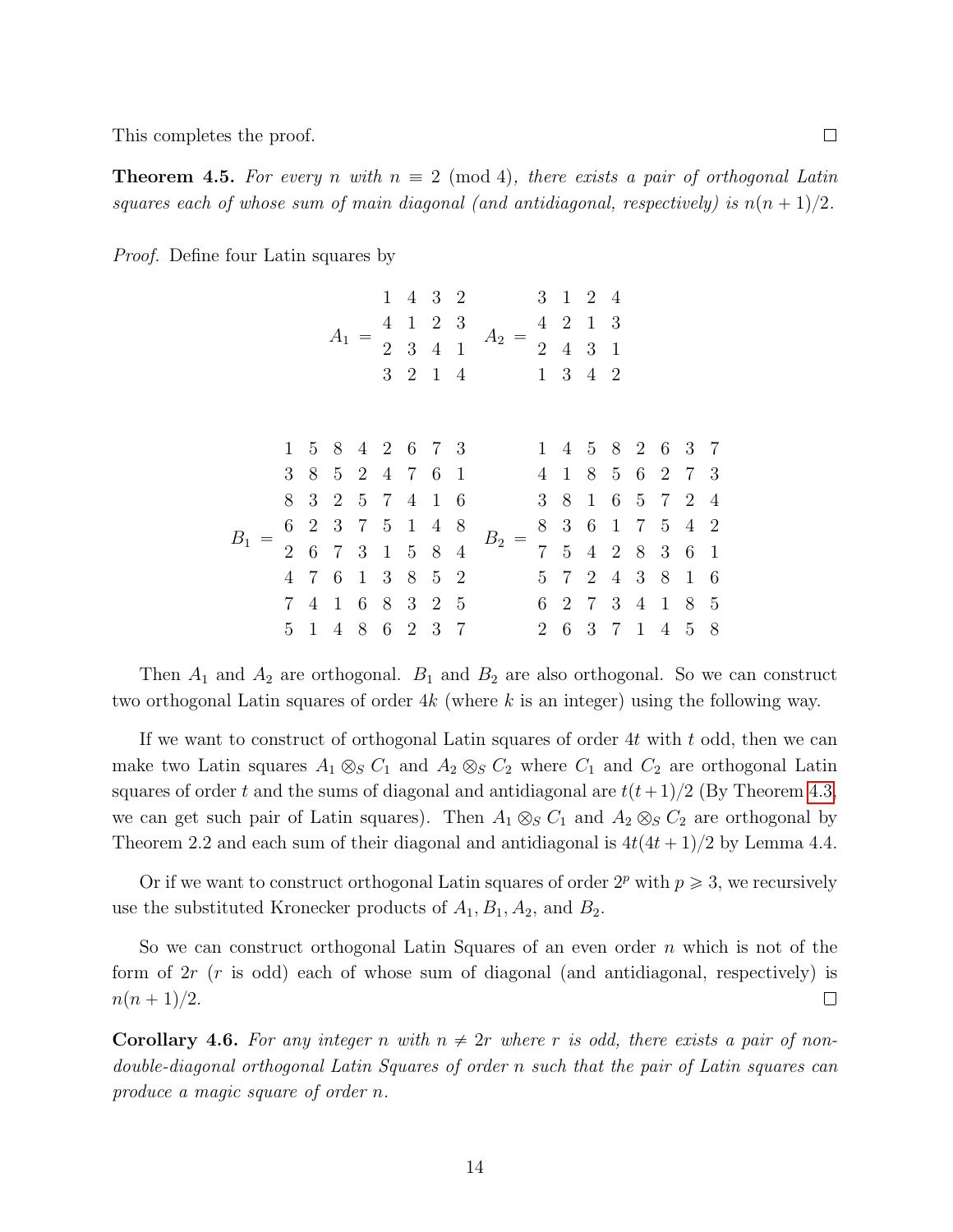This completes the proof. ∎

**Theorem 4.5.** *For every $n$ with $n \equiv 2 \pmod 4$, there exists a pair of orthogonal Latin squares each of whose sum of main diagonal (and antidiagonal, respectively) is $n(n+1)/2$.*

*Proof.* Define four Latin squares by

$$A_1 = \begin{matrix} 1 & 4 & 3 & 2 \\ 4 & 1 & 2 & 3 \\ 2 & 3 & 4 & 1 \\ 3 & 2 & 1 & 4 \end{matrix} \qquad A_2 = \begin{matrix} 3 & 1 & 2 & 4 \\ 4 & 2 & 1 & 3 \\ 2 & 4 & 3 & 1 \\ 1 & 3 & 4 & 2 \end{matrix}$$

$$B_1 = \begin{matrix} 1 & 5 & 8 & 4 & 2 & 6 & 7 & 3 \\ 3 & 8 & 5 & 2 & 4 & 7 & 6 & 1 \\ 8 & 3 & 2 & 5 & 7 & 4 & 1 & 6 \\ 6 & 2 & 3 & 7 & 5 & 1 & 4 & 8 \\ 2 & 6 & 7 & 3 & 1 & 5 & 8 & 4 \\ 4 & 7 & 6 & 1 & 3 & 8 & 5 & 2 \\ 7 & 4 & 1 & 6 & 8 & 3 & 2 & 5 \\ 5 & 1 & 4 & 8 & 6 & 2 & 3 & 7 \end{matrix} \qquad B_2 = \begin{matrix} 1 & 4 & 5 & 8 & 2 & 6 & 3 & 7 \\ 4 & 1 & 8 & 5 & 6 & 2 & 7 & 3 \\ 3 & 8 & 1 & 6 & 5 & 7 & 2 & 4 \\ 8 & 3 & 6 & 1 & 7 & 5 & 4 & 2 \\ 7 & 5 & 4 & 2 & 8 & 3 & 6 & 1 \\ 5 & 7 & 2 & 4 & 3 & 8 & 1 & 6 \\ 6 & 2 & 7 & 3 & 4 & 1 & 8 & 5 \\ 2 & 6 & 3 & 7 & 1 & 4 & 5 & 8 \end{matrix}$$

Then $A_1$ and $A_2$ are orthogonal. $B_1$ and $B_2$ are also orthogonal. So we can construct two orthogonal Latin squares of order $4k$ (where $k$ is an integer) using the following way.

If we want to construct of orthogonal Latin squares of order $4t$ with $t$ odd, then we can make two Latin squares $A_1 \otimes_S C_1$ and $A_2 \otimes_S C_2$ where $C_1$ and $C_2$ are orthogonal Latin squares of order $t$ and the sums of diagonal and antidiagonal are $t(t+1)/2$ (By Theorem 4.3, we can get such pair of Latin squares). Then $A_1 \otimes_S C_1$ and $A_2 \otimes_S C_2$ are orthogonal by Theorem 2.2 and each sum of their diagonal and antidiagonal is $4t(4t+1)/2$ by Lemma 4.4.

Or if we want to construct orthogonal Latin squares of order $2^p$ with $p \geqslant 3$, we recursively use the substituted Kronecker products of $A_1, B_1, A_2$, and $B_2$.

So we can construct orthogonal Latin Squares of an even order $n$ which is not of the form of $2r$ ($r$ is odd) each of whose sum of diagonal (and antidiagonal, respectively) is $n(n+1)/2$. ∎

**Corollary 4.6.** *For any integer $n$ with $n \neq 2r$ where $r$ is odd, there exists a pair of non-double-diagonal orthogonal Latin Squares of order $n$ such that the pair of Latin squares can produce a magic square of order $n$.*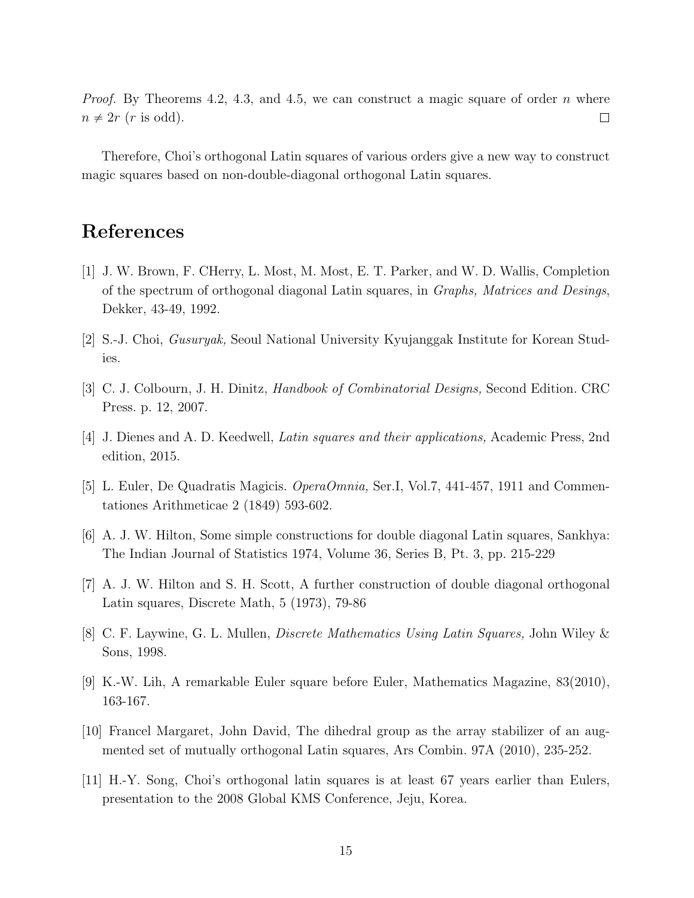*Proof.* By Theorems 4.2, 4.3, and 4.5, we can construct a magic square of order $n$ where $n \neq 2r$ ($r$ is odd). □

Therefore, Choi's orthogonal Latin squares of various orders give a new way to construct magic squares based on non-double-diagonal orthogonal Latin squares.

# References

[1] J. W. Brown, F. CHerry, L. Most, M. Most, E. T. Parker, and W. D. Wallis, Completion of the spectrum of orthogonal diagonal Latin squares, in *Graphs, Matrices and Desings*, Dekker, 43-49, 1992.

[2] S.-J. Choi, *Gusuryak,* Seoul National University Kyujanggak Institute for Korean Studies.

[3] C. J. Colbourn, J. H. Dinitz, *Handbook of Combinatorial Designs,* Second Edition. CRC Press. p. 12, 2007.

[4] J. Dienes and A. D. Keedwell, *Latin squares and their applications,* Academic Press, 2nd edition, 2015.

[5] L. Euler, De Quadratis Magicis. *OperaOmnia,* Ser.I, Vol.7, 441-457, 1911 and Commentationes Arithmeticae 2 (1849) 593-602.

[6] A. J. W. Hilton, Some simple constructions for double diagonal Latin squares, Sankhya: The Indian Journal of Statistics 1974, Volume 36, Series B, Pt. 3, pp. 215-229

[7] A. J. W. Hilton and S. H. Scott, A further construction of double diagonal orthogonal Latin squares, Discrete Math, 5 (1973), 79-86

[8] C. F. Laywine, G. L. Mullen, *Discrete Mathematics Using Latin Squares,* John Wiley & Sons, 1998.

[9] K.-W. Lih, A remarkable Euler square before Euler, Mathematics Magazine, 83(2010), 163-167.

[10] Francel Margaret, John David, The dihedral group as the array stabilizer of an augmented set of mutually orthogonal Latin squares, Ars Combin. 97A (2010), 235-252.

[11] H.-Y. Song, Choi's orthogonal latin squares is at least 67 years earlier than Eulers, presentation to the 2008 Global KMS Conference, Jeju, Korea.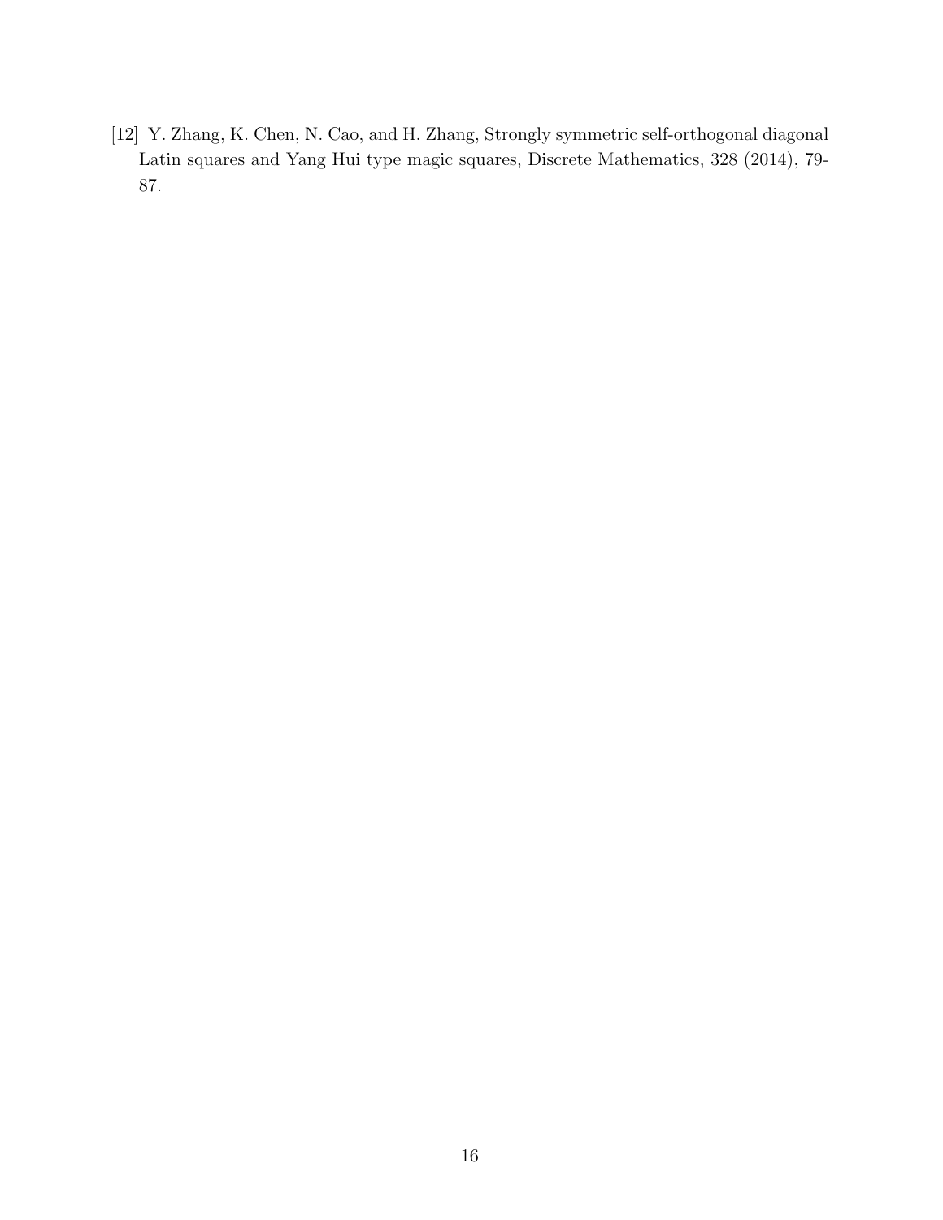[12] Y. Zhang, K. Chen, N. Cao, and H. Zhang, Strongly symmetric self-orthogonal diagonal Latin squares and Yang Hui type magic squares, Discrete Mathematics, 328 (2014), 79-87.